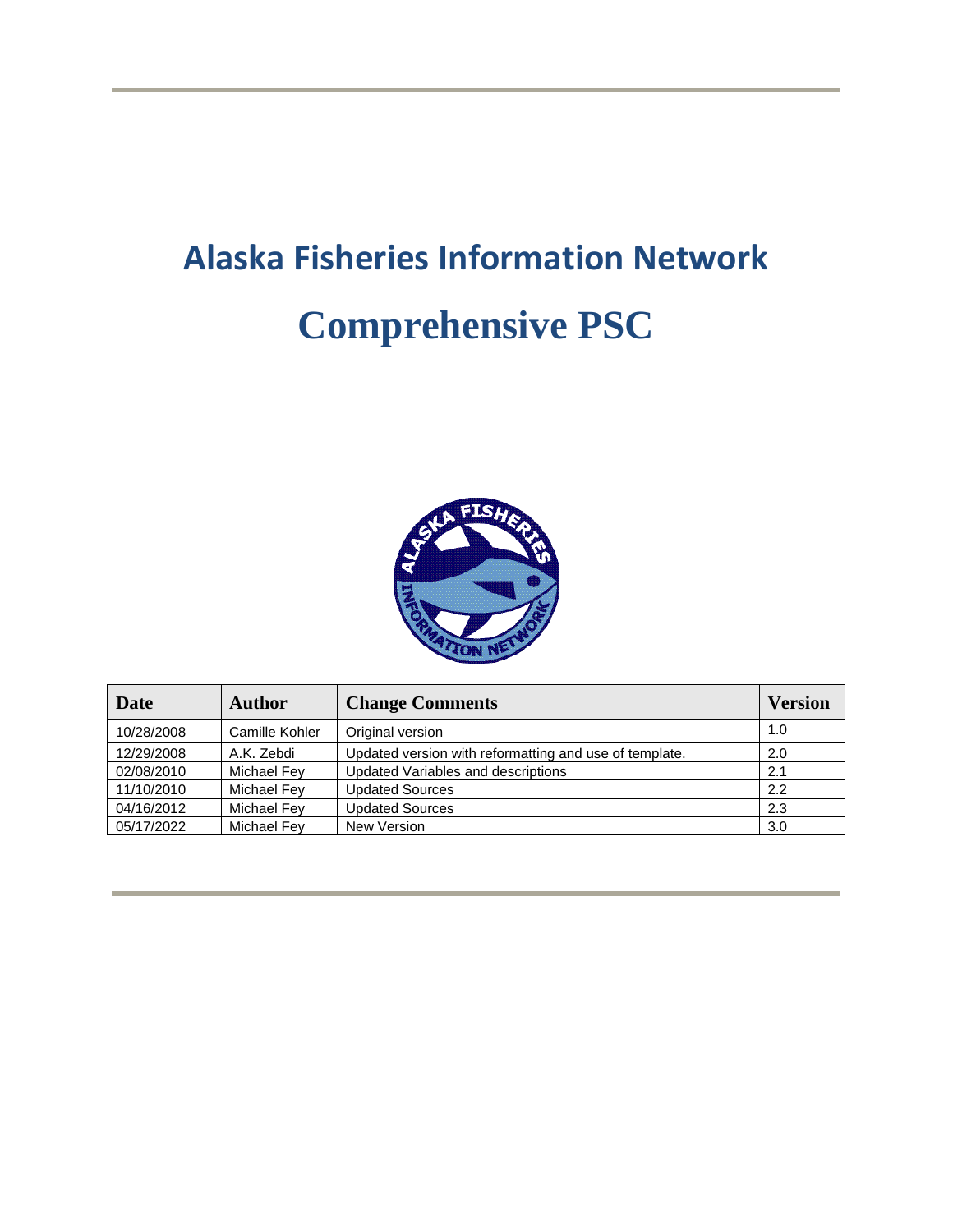# Alaska Fisheries Information Network

# Comprehensive PSC

| Date | Author | Change Comments | Version |
|---|---|---|---|
| 10/28/2008 | Camille Kohler | Original version | 1.0 |
| 12/29/2008 | A.K. Zebdi | Updated version with reformatting and use of template. | 2.0 |
| 02/08/2010 | Michael Fey | Updated Variables and descriptions | 2.1 |
| 11/10/2010 | Michael Fey | Updated Sources | 2.2 |
| 04/16/2012 | Michael Fey | Updated Sources | 2.3 |
| 05/17/2022 | Michael Fey | New Version | 3.0 |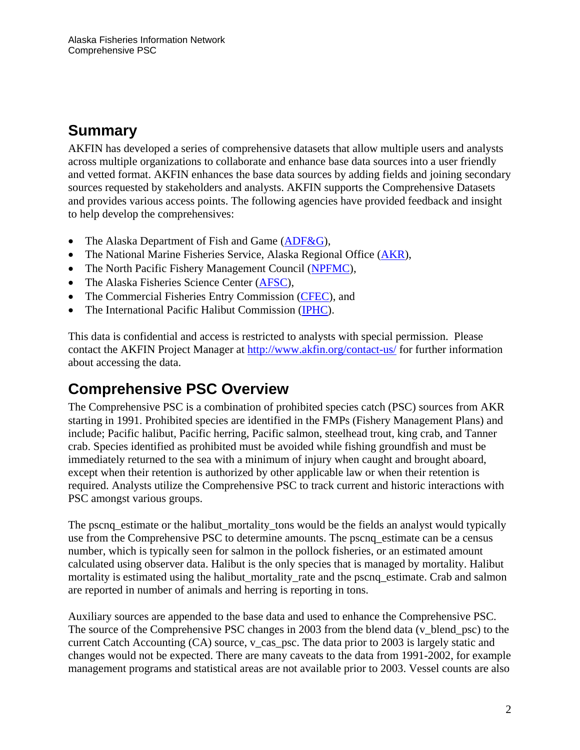## Summary

AKFIN has developed a series of comprehensive datasets that allow multiple users and analysts across multiple organizations to collaborate and enhance base data sources into a user friendly and vetted format. AKFIN enhances the base data sources by adding fields and joining secondary sources requested by stakeholders and analysts. AKFIN supports the Comprehensive Datasets and provides various access points. The following agencies have provided feedback and insight to help develop the comprehensives:

- The Alaska Department of Fish and Game (ADF&G),
- The National Marine Fisheries Service, Alaska Regional Office (AKR),
- The North Pacific Fishery Management Council (NPFMC),
- The Alaska Fisheries Science Center (AFSC),
- The Commercial Fisheries Entry Commission (CFEC), and
- The International Pacific Halibut Commission (IPHC).

This data is confidential and access is restricted to analysts with special permission. Please contact the AKFIN Project Manager at http://www.akfin.org/contact-us/ for further information about accessing the data.

## Comprehensive PSC Overview

The Comprehensive PSC is a combination of prohibited species catch (PSC) sources from AKR starting in 1991. Prohibited species are identified in the FMPs (Fishery Management Plans) and include; Pacific halibut, Pacific herring, Pacific salmon, steelhead trout, king crab, and Tanner crab. Species identified as prohibited must be avoided while fishing groundfish and must be immediately returned to the sea with a minimum of injury when caught and brought aboard, except when their retention is authorized by other applicable law or when their retention is required. Analysts utilize the Comprehensive PSC to track current and historic interactions with PSC amongst various groups.

The pscnq_estimate or the halibut_mortality_tons would be the fields an analyst would typically use from the Comprehensive PSC to determine amounts. The pscnq_estimate can be a census number, which is typically seen for salmon in the pollock fisheries, or an estimated amount calculated using observer data. Halibut is the only species that is managed by mortality. Halibut mortality is estimated using the halibut_mortality_rate and the pscnq_estimate. Crab and salmon are reported in number of animals and herring is reporting in tons.

Auxiliary sources are appended to the base data and used to enhance the Comprehensive PSC. The source of the Comprehensive PSC changes in 2003 from the blend data (v_blend_psc) to the current Catch Accounting (CA) source, v_cas_psc. The data prior to 2003 is largely static and changes would not be expected. There are many caveats to the data from 1991-2002, for example management programs and statistical areas are not available prior to 2003. Vessel counts are also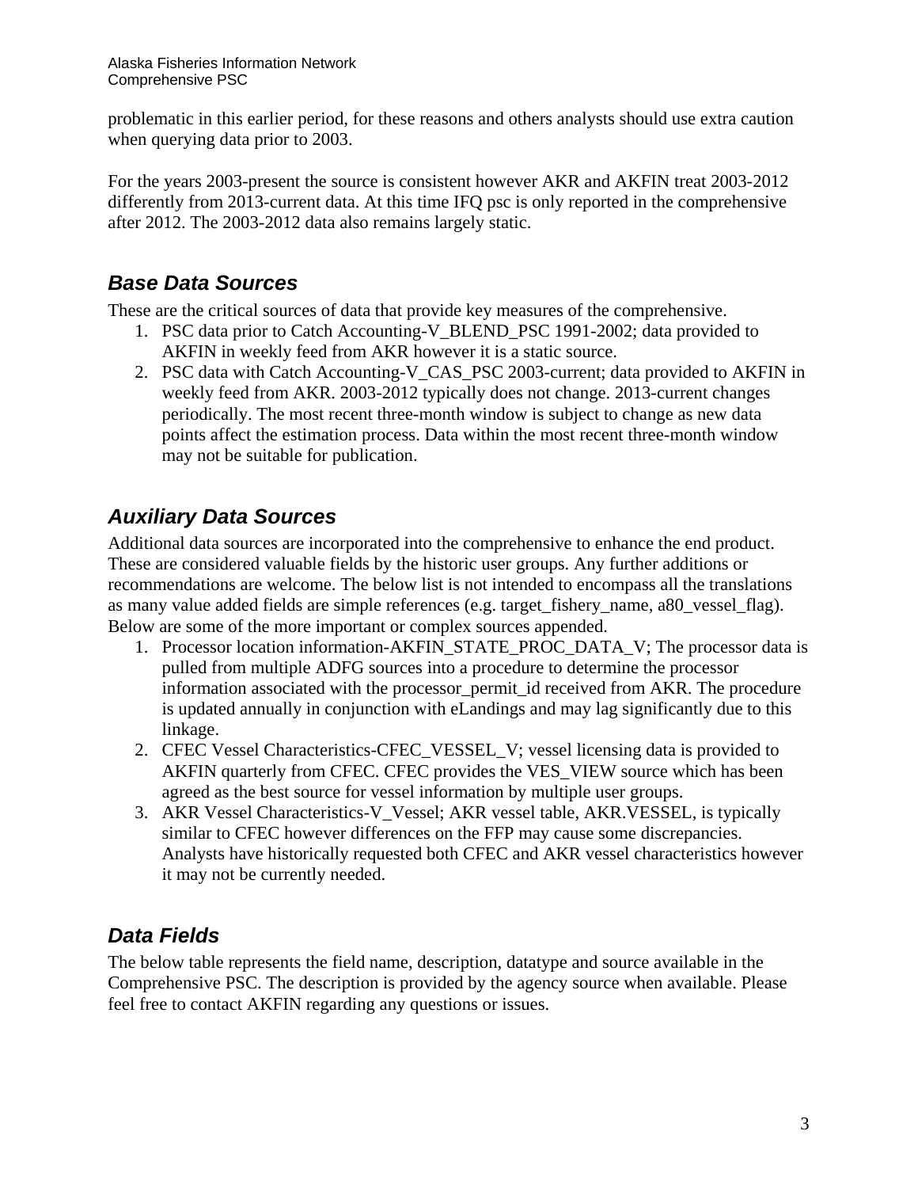problematic in this earlier period, for these reasons and others analysts should use extra caution when querying data prior to 2003.

For the years 2003-present the source is consistent however AKR and AKFIN treat 2003-2012 differently from 2013-current data. At this time IFQ psc is only reported in the comprehensive after 2012. The 2003-2012 data also remains largely static.

## *Base Data Sources*

These are the critical sources of data that provide key measures of the comprehensive.

1. PSC data prior to Catch Accounting-V_BLEND_PSC 1991-2002; data provided to AKFIN in weekly feed from AKR however it is a static source.
2. PSC data with Catch Accounting-V_CAS_PSC 2003-current; data provided to AKFIN in weekly feed from AKR. 2003-2012 typically does not change. 2013-current changes periodically. The most recent three-month window is subject to change as new data points affect the estimation process. Data within the most recent three-month window may not be suitable for publication.

## *Auxiliary Data Sources*

Additional data sources are incorporated into the comprehensive to enhance the end product. These are considered valuable fields by the historic user groups. Any further additions or recommendations are welcome. The below list is not intended to encompass all the translations as many value added fields are simple references (e.g. target_fishery_name, a80_vessel_flag). Below are some of the more important or complex sources appended.

1. Processor location information-AKFIN_STATE_PROC_DATA_V; The processor data is pulled from multiple ADFG sources into a procedure to determine the processor information associated with the processor_permit_id received from AKR. The procedure is updated annually in conjunction with eLandings and may lag significantly due to this linkage.
2. CFEC Vessel Characteristics-CFEC_VESSEL_V; vessel licensing data is provided to AKFIN quarterly from CFEC. CFEC provides the VES_VIEW source which has been agreed as the best source for vessel information by multiple user groups.
3. AKR Vessel Characteristics-V_Vessel; AKR vessel table, AKR.VESSEL, is typically similar to CFEC however differences on the FFP may cause some discrepancies. Analysts have historically requested both CFEC and AKR vessel characteristics however it may not be currently needed.

## *Data Fields*

The below table represents the field name, description, datatype and source available in the Comprehensive PSC. The description is provided by the agency source when available. Please feel free to contact AKFIN regarding any questions or issues.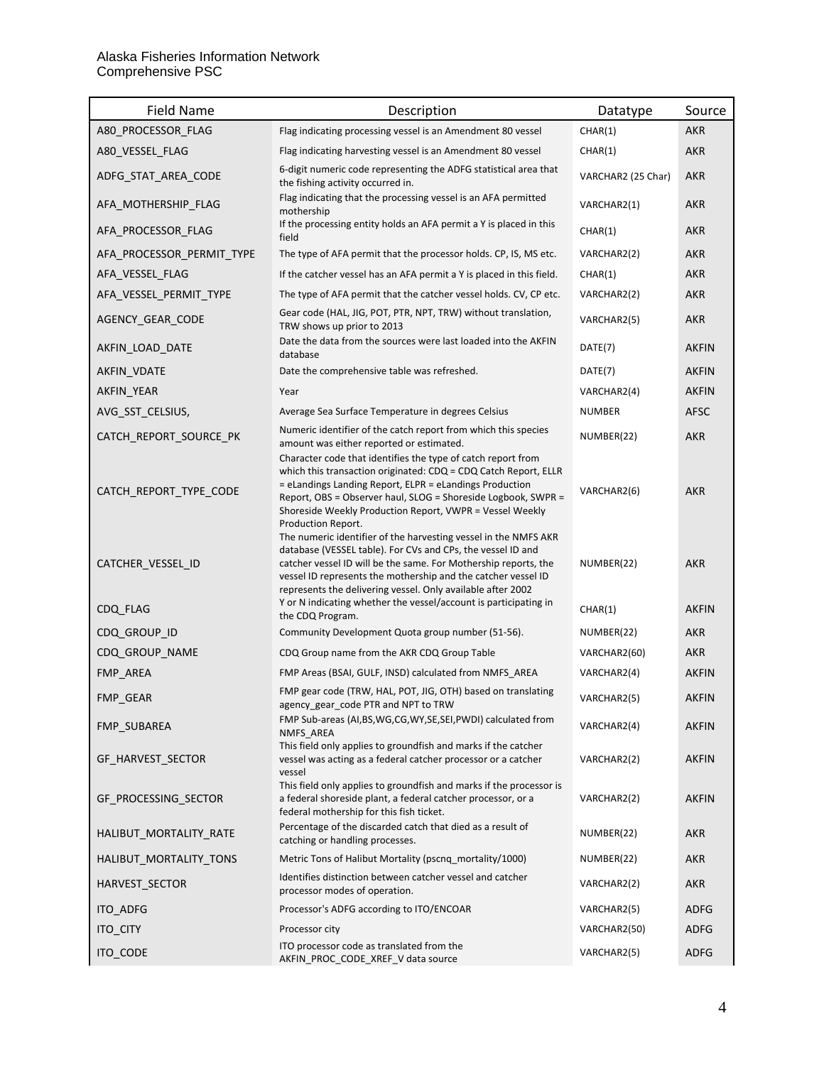| Field Name | Description | Datatype | Source |
|---|---|---|---|
| A80_PROCESSOR_FLAG | Flag indicating processing vessel is an Amendment 80 vessel | CHAR(1) | AKR |
| A80_VESSEL_FLAG | Flag indicating harvesting vessel is an Amendment 80 vessel | CHAR(1) | AKR |
| ADFG_STAT_AREA_CODE | 6-digit numeric code representing the ADFG statistical area that the fishing activity occurred in. | VARCHAR2 (25 Char) | AKR |
| AFA_MOTHERSHIP_FLAG | Flag indicating that the processing vessel is an AFA permitted mothership | VARCHAR2(1) | AKR |
| AFA_PROCESSOR_FLAG | If the processing entity holds an AFA permit a Y is placed in this field | CHAR(1) | AKR |
| AFA_PROCESSOR_PERMIT_TYPE | The type of AFA permit that the processor holds. CP, IS, MS etc. | VARCHAR2(2) | AKR |
| AFA_VESSEL_FLAG | If the catcher vessel has an AFA permit a Y is placed in this field. | CHAR(1) | AKR |
| AFA_VESSEL_PERMIT_TYPE | The type of AFA permit that the catcher vessel holds. CV, CP etc. | VARCHAR2(2) | AKR |
| AGENCY_GEAR_CODE | Gear code (HAL, JIG, POT, PTR, NPT, TRW) without translation, TRW shows up prior to 2013 | VARCHAR2(5) | AKR |
| AKFIN_LOAD_DATE | Date the data from the sources were last loaded into the AKFIN database | DATE(7) | AKFIN |
| AKFIN_VDATE | Date the comprehensive table was refreshed. | DATE(7) | AKFIN |
| AKFIN_YEAR | Year | VARCHAR2(4) | AKFIN |
| AVG_SST_CELSIUS, | Average Sea Surface Temperature in degrees Celsius | NUMBER | AFSC |
| CATCH_REPORT_SOURCE_PK | Numeric identifier of the catch report from which this species amount was either reported or estimated. | NUMBER(22) | AKR |
| CATCH_REPORT_TYPE_CODE | Character code that identifies the type of catch report from which this transaction originated: CDQ = CDQ Catch Report, ELLR = eLandings Landing Report, ELPR = eLandings Production Report, OBS = Observer haul, SLOG = Shoreside Logbook, SWPR = Shoreside Weekly Production Report, VWPR = Vessel Weekly Production Report. | VARCHAR2(6) | AKR |
| CATCHER_VESSEL_ID | The numeric identifier of the harvesting vessel in the NMFS AKR database (VESSEL table). For CVs and CPs, the vessel ID and catcher vessel ID will be the same. For Mothership reports, the vessel ID represents the mothership and the catcher vessel ID represents the delivering vessel. Only available after 2002 | NUMBER(22) | AKR |
| CDQ_FLAG | Y or N indicating whether the vessel/account is participating in the CDQ Program. | CHAR(1) | AKFIN |
| CDQ_GROUP_ID | Community Development Quota group number (51-56). | NUMBER(22) | AKR |
| CDQ_GROUP_NAME | CDQ Group name from the AKR CDQ Group Table | VARCHAR2(60) | AKR |
| FMP_AREA | FMP Areas (BSAI, GULF, INSD) calculated from NMFS_AREA | VARCHAR2(4) | AKFIN |
| FMP_GEAR | FMP gear code (TRW, HAL, POT, JIG, OTH) based on translating agency_gear_code PTR and NPT to TRW | VARCHAR2(5) | AKFIN |
| FMP_SUBAREA | FMP Sub-areas (AI,BS,WG,CG,WY,SE,SEI,PWDI) calculated from NMFS_AREA | VARCHAR2(4) | AKFIN |
| GF_HARVEST_SECTOR | This field only applies to groundfish and marks if the catcher vessel was acting as a federal catcher processor or a catcher vessel | VARCHAR2(2) | AKFIN |
| GF_PROCESSING_SECTOR | This field only applies to groundfish and marks if the processor is a federal shoreside plant, a federal catcher processor, or a federal mothership for this fish ticket. | VARCHAR2(2) | AKFIN |
| HALIBUT_MORTALITY_RATE | Percentage of the discarded catch that died as a result of catching or handling processes. | NUMBER(22) | AKR |
| HALIBUT_MORTALITY_TONS | Metric Tons of Halibut Mortality (pscnq_mortality/1000) | NUMBER(22) | AKR |
| HARVEST_SECTOR | Identifies distinction between catcher vessel and catcher processor modes of operation. | VARCHAR2(2) | AKR |
| ITO_ADFG | Processor's ADFG according to ITO/ENCOAR | VARCHAR2(5) | ADFG |
| ITO_CITY | Processor city | VARCHAR2(50) | ADFG |
| ITO_CODE | ITO processor code as translated from the AKFIN_PROC_CODE_XREF_V data source | VARCHAR2(5) | ADFG |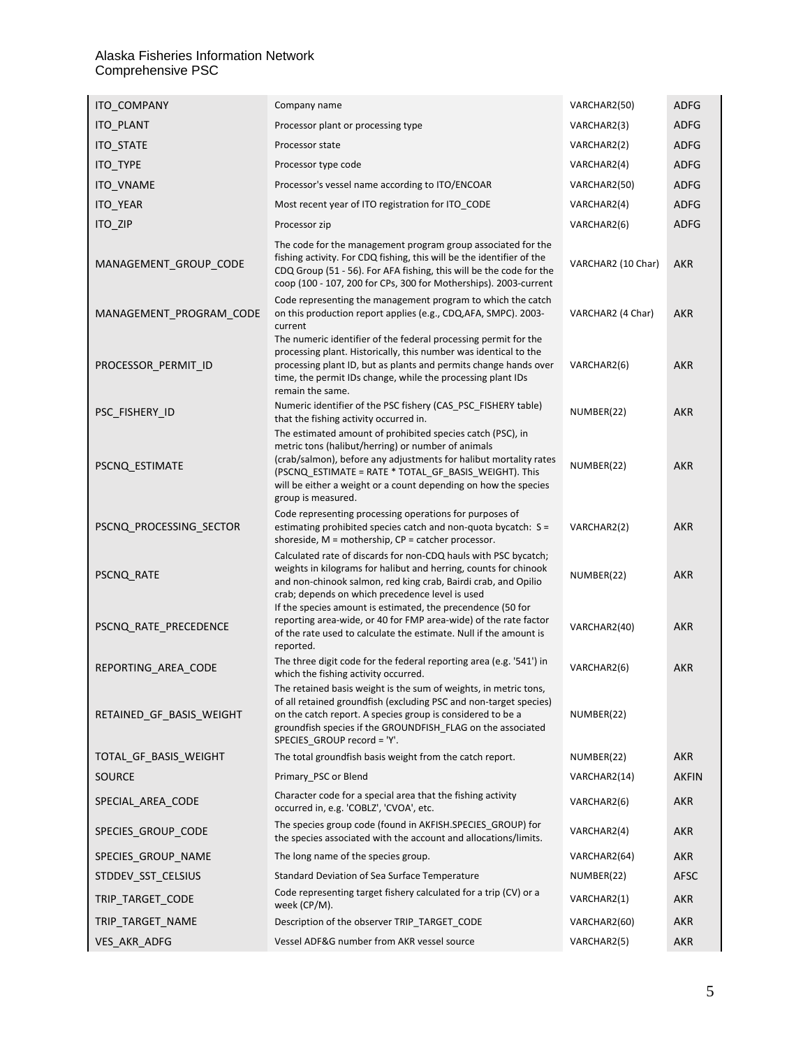| | | | |
|---|---|---|---|
| ITO_COMPANY | Company name | VARCHAR2(50) | ADFG |
| ITO_PLANT | Processor plant or processing type | VARCHAR2(3) | ADFG |
| ITO_STATE | Processor state | VARCHAR2(2) | ADFG |
| ITO_TYPE | Processor type code | VARCHAR2(4) | ADFG |
| ITO_VNAME | Processor's vessel name according to ITO/ENCOAR | VARCHAR2(50) | ADFG |
| ITO_YEAR | Most recent year of ITO registration for ITO_CODE | VARCHAR2(4) | ADFG |
| ITO_ZIP | Processor zip | VARCHAR2(6) | ADFG |
| MANAGEMENT_GROUP_CODE | The code for the management program group associated for the fishing activity. For CDQ fishing, this will be the identifier of the CDQ Group (51 - 56). For AFA fishing, this will be the code for the coop (100 - 107, 200 for CPs, 300 for Motherships). 2003-current | VARCHAR2 (10 Char) | AKR |
| MANAGEMENT_PROGRAM_CODE | Code representing the management program to which the catch on this production report applies (e.g., CDQ,AFA, SMPC). 2003-current | VARCHAR2 (4 Char) | AKR |
| PROCESSOR_PERMIT_ID | The numeric identifier of the federal processing permit for the processing plant. Historically, this number was identical to the processing plant ID, but as plants and permits change hands over time, the permit IDs change, while the processing plant IDs remain the same. | VARCHAR2(6) | AKR |
| PSC_FISHERY_ID | Numeric identifier of the PSC fishery (CAS_PSC_FISHERY table) that the fishing activity occurred in. | NUMBER(22) | AKR |
| PSCNQ_ESTIMATE | The estimated amount of prohibited species catch (PSC), in metric tons (halibut/herring) or number of animals (crab/salmon), before any adjustments for halibut mortality rates (PSCNQ_ESTIMATE = RATE * TOTAL_GF_BASIS_WEIGHT). This will be either a weight or a count depending on how the species group is measured. | NUMBER(22) | AKR |
| PSCNQ_PROCESSING_SECTOR | Code representing processing operations for purposes of estimating prohibited species catch and non-quota bycatch: S = shoreside, M = mothership, CP = catcher processor. | VARCHAR2(2) | AKR |
| PSCNQ_RATE | Calculated rate of discards for non-CDQ hauls with PSC bycatch; weights in kilograms for halibut and herring, counts for chinook and non-chinook salmon, red king crab, Bairdi crab, and Opilio crab; depends on which precedence level is used | NUMBER(22) | AKR |
| PSCNQ_RATE_PRECEDENCE | If the species amount is estimated, the precendence (50 for reporting area-wide, or 40 for FMP area-wide) of the rate factor of the rate used to calculate the estimate. Null if the amount is reported. | VARCHAR2(40) | AKR |
| REPORTING_AREA_CODE | The three digit code for the federal reporting area (e.g. '541') in which the fishing activity occurred. | VARCHAR2(6) | AKR |
| RETAINED_GF_BASIS_WEIGHT | The retained basis weight is the sum of weights, in metric tons, of all retained groundfish (excluding PSC and non-target species) on the catch report. A species group is considered to be a groundfish species if the GROUNDFISH_FLAG on the associated SPECIES_GROUP record = 'Y'. | NUMBER(22) | |
| TOTAL_GF_BASIS_WEIGHT | The total groundfish basis weight from the catch report. | NUMBER(22) | AKR |
| SOURCE | Primary_PSC or Blend | VARCHAR2(14) | AKFIN |
| SPECIAL_AREA_CODE | Character code for a special area that the fishing activity occurred in, e.g. 'COBLZ', 'CVOA', etc. | VARCHAR2(6) | AKR |
| SPECIES_GROUP_CODE | The species group code (found in AKFISH.SPECIES_GROUP) for the species associated with the account and allocations/limits. | VARCHAR2(4) | AKR |
| SPECIES_GROUP_NAME | The long name of the species group. | VARCHAR2(64) | AKR |
| STDDEV_SST_CELSIUS | Standard Deviation of Sea Surface Temperature | NUMBER(22) | AFSC |
| TRIP_TARGET_CODE | Code representing target fishery calculated for a trip (CV) or a week (CP/M). | VARCHAR2(1) | AKR |
| TRIP_TARGET_NAME | Description of the observer TRIP_TARGET_CODE | VARCHAR2(60) | AKR |
| VES_AKR_ADFG | Vessel ADF&G number from AKR vessel source | VARCHAR2(5) | AKR |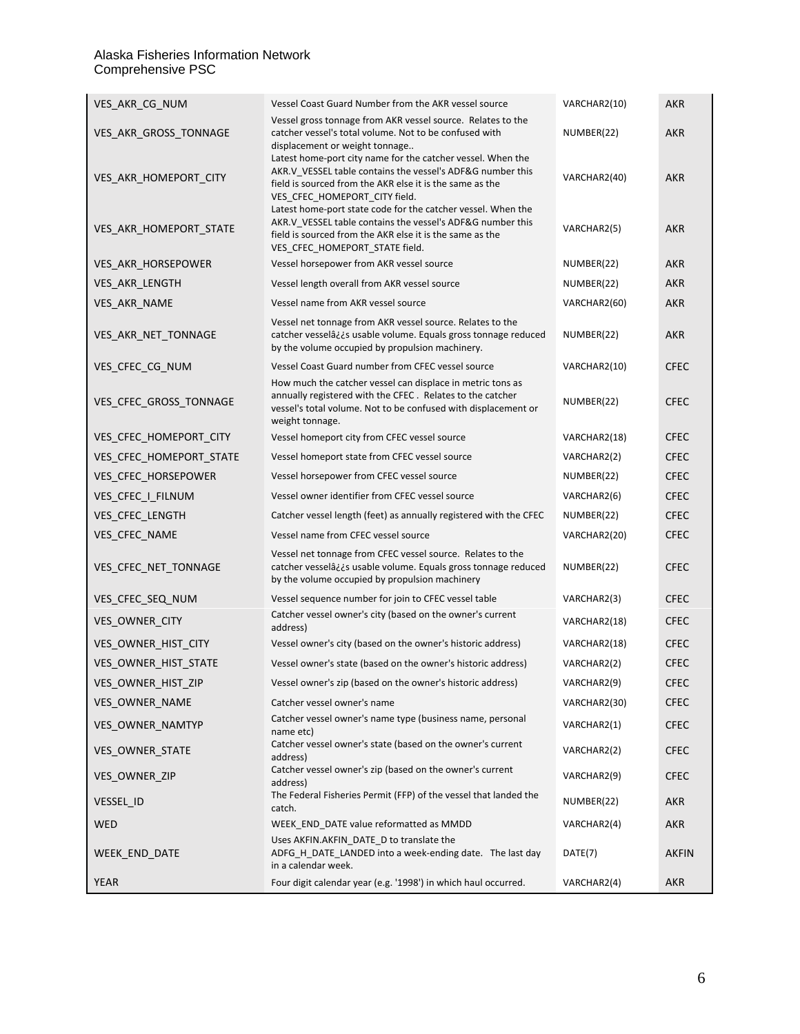| | | | |
|---|---|---|---|
| VES_AKR_CG_NUM | Vessel Coast Guard Number from the AKR vessel source | VARCHAR2(10) | AKR |
| VES_AKR_GROSS_TONNAGE | Vessel gross tonnage from AKR vessel source. Relates to the catcher vessel's total volume. Not to be confused with displacement or weight tonnage.. | NUMBER(22) | AKR |
| VES_AKR_HOMEPORT_CITY | Latest home-port city name for the catcher vessel. When the AKR.V_VESSEL table contains the vessel's ADF&G number this field is sourced from the AKR else it is the same as the VES_CFEC_HOMEPORT_CITY field. | VARCHAR2(40) | AKR |
| VES_AKR_HOMEPORT_STATE | Latest home-port state code for the catcher vessel. When the AKR.V_VESSEL table contains the vessel's ADF&G number this field is sourced from the AKR else it is the same as the VES_CFEC_HOMEPORT_STATE field. | VARCHAR2(5) | AKR |
| VES_AKR_HORSEPOWER | Vessel horsepower from AKR vessel source | NUMBER(22) | AKR |
| VES_AKR_LENGTH | Vessel length overall from AKR vessel source | NUMBER(22) | AKR |
| VES_AKR_NAME | Vessel name from AKR vessel source | VARCHAR2(60) | AKR |
| VES_AKR_NET_TONNAGE | Vessel net tonnage from AKR vessel source. Relates to the catcher vesselâ¿¿s usable volume. Equals gross tonnage reduced by the volume occupied by propulsion machinery. | NUMBER(22) | AKR |
| VES_CFEC_CG_NUM | Vessel Coast Guard number from CFEC vessel source | VARCHAR2(10) | CFEC |
| VES_CFEC_GROSS_TONNAGE | How much the catcher vessel can displace in metric tons as annually registered with the CFEC . Relates to the catcher vessel's total volume. Not to be confused with displacement or weight tonnage. | NUMBER(22) | CFEC |
| VES_CFEC_HOMEPORT_CITY | Vessel homeport city from CFEC vessel source | VARCHAR2(18) | CFEC |
| VES_CFEC_HOMEPORT_STATE | Vessel homeport state from CFEC vessel source | VARCHAR2(2) | CFEC |
| VES_CFEC_HORSEPOWER | Vessel horsepower from CFEC vessel source | NUMBER(22) | CFEC |
| VES_CFEC_I_FILNUM | Vessel owner identifier from CFEC vessel source | VARCHAR2(6) | CFEC |
| VES_CFEC_LENGTH | Catcher vessel length (feet) as annually registered with the CFEC | NUMBER(22) | CFEC |
| VES_CFEC_NAME | Vessel name from CFEC vessel source | VARCHAR2(20) | CFEC |
| VES_CFEC_NET_TONNAGE | Vessel net tonnage from CFEC vessel source. Relates to the catcher vesselâ¿¿s usable volume. Equals gross tonnage reduced by the volume occupied by propulsion machinery | NUMBER(22) | CFEC |
| VES_CFEC_SEQ_NUM | Vessel sequence number for join to CFEC vessel table | VARCHAR2(3) | CFEC |
| VES_OWNER_CITY | Catcher vessel owner's city (based on the owner's current address) | VARCHAR2(18) | CFEC |
| VES_OWNER_HIST_CITY | Vessel owner's city (based on the owner's historic address) | VARCHAR2(18) | CFEC |
| VES_OWNER_HIST_STATE | Vessel owner's state (based on the owner's historic address) | VARCHAR2(2) | CFEC |
| VES_OWNER_HIST_ZIP | Vessel owner's zip (based on the owner's historic address) | VARCHAR2(9) | CFEC |
| VES_OWNER_NAME | Catcher vessel owner's name | VARCHAR2(30) | CFEC |
| VES_OWNER_NAMTYP | Catcher vessel owner's name type (business name, personal name etc) | VARCHAR2(1) | CFEC |
| VES_OWNER_STATE | Catcher vessel owner's state (based on the owner's current address) | VARCHAR2(2) | CFEC |
| VES_OWNER_ZIP | Catcher vessel owner's zip (based on the owner's current address) | VARCHAR2(9) | CFEC |
| VESSEL_ID | The Federal Fisheries Permit (FFP) of the vessel that landed the catch. | NUMBER(22) | AKR |
| WED | WEEK_END_DATE value reformatted as MMDD | VARCHAR2(4) | AKR |
| WEEK_END_DATE | Uses AKFIN.AKFIN_DATE_D to translate the ADFG_H_DATE_LANDED into a week-ending date. The last day in a calendar week. | DATE(7) | AKFIN |
| YEAR | Four digit calendar year (e.g. '1998') in which haul occurred. | VARCHAR2(4) | AKR |